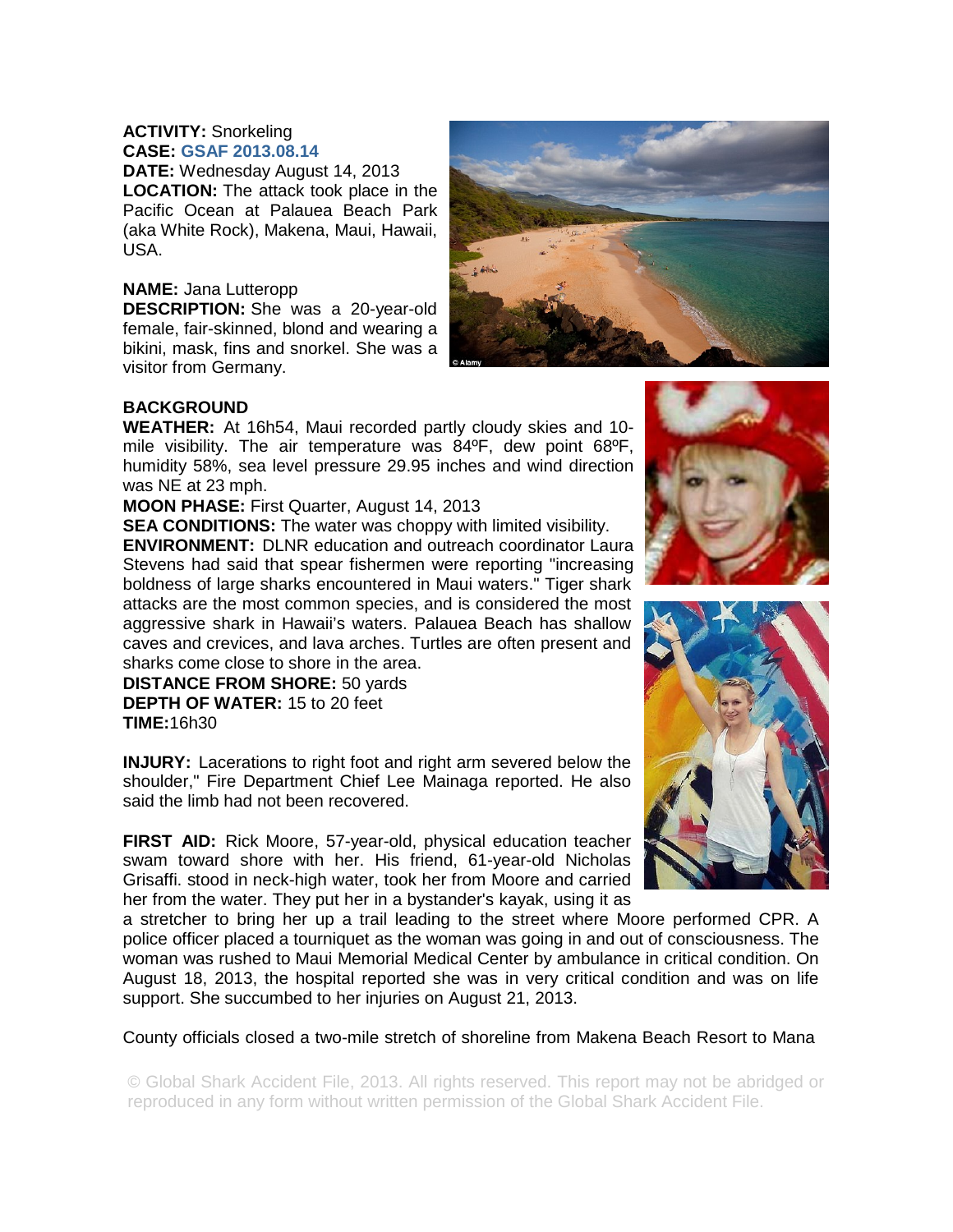**ACTIVITY:** Snorkeling
**CASE:** GSAF 2013.08.14
**DATE:** Wednesday August 14, 2013
**LOCATION:** The attack took place in the Pacific Ocean at Palauea Beach Park (aka White Rock), Makena, Maui, Hawaii, USA.

**NAME:** Jana Lutteropp
**DESCRIPTION:** She was a 20-year-old female, fair-skinned, blond and wearing a bikini, mask, fins and snorkel. She was a visitor from Germany.

**BACKGROUND**
**WEATHER:** At 16h54, Maui recorded partly cloudy skies and 10-mile visibility. The air temperature was 84ºF, dew point 68ºF, humidity 58%, sea level pressure 29.95 inches and wind direction was NE at 23 mph.
**MOON PHASE:** First Quarter, August 14, 2013
**SEA CONDITIONS:** The water was choppy with limited visibility.
**ENVIRONMENT:** DLNR education and outreach coordinator Laura Stevens had said that spear fishermen were reporting "increasing boldness of large sharks encountered in Maui waters." Tiger shark attacks are the most common species, and is considered the most aggressive shark in Hawaii's waters. Palauea Beach has shallow caves and crevices, and lava arches. Turtles are often present and sharks come close to shore in the area.
**DISTANCE FROM SHORE:** 50 yards
**DEPTH OF WATER:** 15 to 20 feet
**TIME:**16h30

**INJURY:** Lacerations to right foot and right arm severed below the shoulder," Fire Department Chief Lee Mainaga reported. He also said the limb had not been recovered.

**FIRST AID:** Rick Moore, 57-year-old, physical education teacher swam toward shore with her. His friend, 61-year-old Nicholas Grisaffi. stood in neck-high water, took her from Moore and carried her from the water. They put her in a bystander's kayak, using it as a stretcher to bring her up a trail leading to the street where Moore performed CPR. A police officer placed a tourniquet as the woman was going in and out of consciousness. The woman was rushed to Maui Memorial Medical Center by ambulance in critical condition. On August 18, 2013, the hospital reported she was in very critical condition and was on life support. She succumbed to her injuries on August 21, 2013.

County officials closed a two-mile stretch of shoreline from Makena Beach Resort to Mana

© Global Shark Accident File, 2013. All rights reserved. This report may not be abridged or reproduced in any form without written permission of the Global Shark Accident File.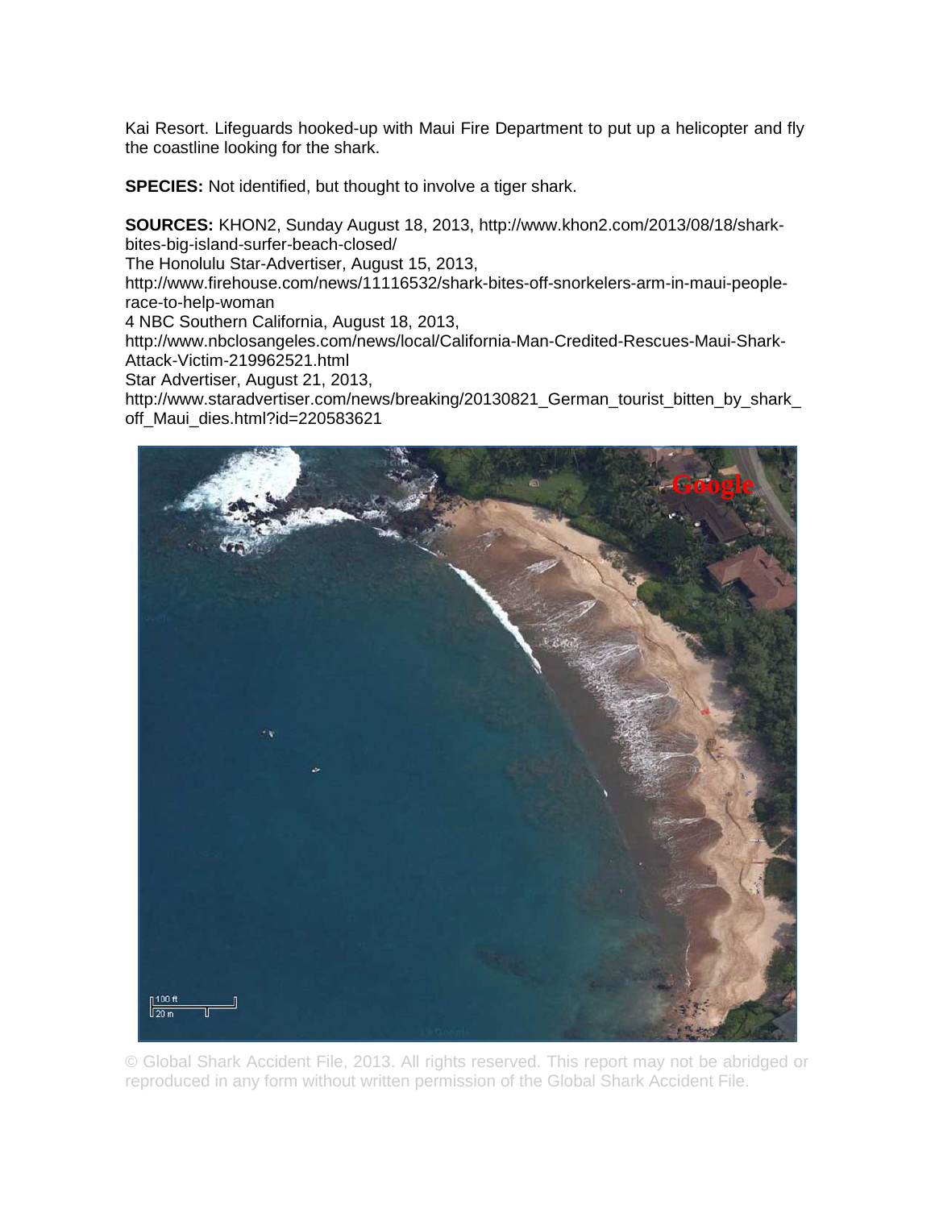Kai Resort. Lifeguards hooked-up with Maui Fire Department to put up a helicopter and fly the coastline looking for the shark.

**SPECIES:** Not identified, but thought to involve a tiger shark.

**SOURCES:** KHON2, Sunday August 18, 2013, http://www.khon2.com/2013/08/18/shark-bites-big-island-surfer-beach-closed/
The Honolulu Star-Advertiser, August 15, 2013,
http://www.firehouse.com/news/11116532/shark-bites-off-snorkelers-arm-in-maui-people-race-to-help-woman
4 NBC Southern California, August 18, 2013,
http://www.nbclosangeles.com/news/local/California-Man-Credited-Rescues-Maui-Shark-Attack-Victim-219962521.html
Star Advertiser, August 21, 2013,
http://www.staradvertiser.com/news/breaking/20130821_German_tourist_bitten_by_shark_off_Maui_dies.html?id=220583621

© Global Shark Accident File, 2013. All rights reserved. This report may not be abridged or reproduced in any form without written permission of the Global Shark Accident File.